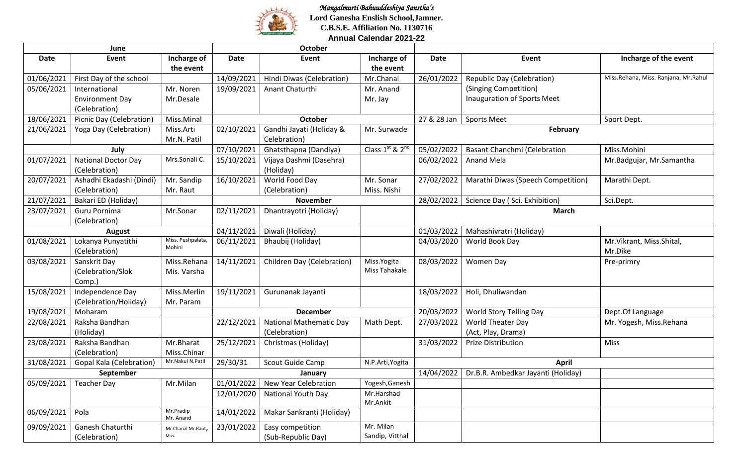*Mangalmurti Bahuuddeshiya Sanstha's*

**Lord Ganesha Enslish School,Jamner.**

**C.B.S.E. Affiliation No. 1130716**

**Annual Calendar 2021-22**

| June | | | October | | | | | |
|---|---|---|---|---|---|---|---|---|
| **Date** | **Event** | **Incharge of the event** | **Date** | **Event** | **Incharge of the event** | **Date** | **Event** | **Incharge of the event** |
| 01/06/2021 | First Day of the school | | 14/09/2021 | Hindi Diwas (Celebration) | Mr.Chanal | 26/01/2022 | Republic Day (Celebration) | Miss.Rehana, Miss. Ranjana, Mr.Rahul |
| 05/06/2021 | International Environment Day (Celebration) | Mr. Noren Mr.Desale | 19/09/2021 | Anant Chaturthi | Mr. Anand Mr. Jay | | (Singing Competition) Inauguration of Sports Meet | |
| 18/06/2021 | Picnic Day (Celebration) | Miss.Minal | **October** | | | 27 & 28 Jan | Sports Meet | Sport Dept. |
| 21/06/2021 | Yoga Day (Celebration) | Miss.Arti Mr.N. Patil | 02/10/2021 | Gandhi Jayati (Holiday & Celebration) | Mr. Surwade | **February** | | |
| **July** | | | 07/10/2021 | Ghatsthapna (Dandiya) | Class $1^{st}$ & $2^{nd}$ | 05/02/2022 | Basant Chanchmi (Celebration | Miss.Mohini |
| 01/07/2021 | National Doctor Day (Celebration) | Mrs.Sonali C. | 15/10/2021 | Vijaya Dashmi (Dasehra) (Holiday) | | 06/02/2022 | Anand Mela | Mr.Badgujar, Mr.Samantha |
| 20/07/2021 | Ashadhi Ekadashi (Dindi) (Celebration) | Mr. Sandip Mr. Raut | 16/10/2021 | World Food Day (Celebration) | Mr. Sonar Miss. Nishi | 27/02/2022 | Marathi Diwas (Speech Competition) | Marathi Dept. |
| 21/07/2021 | Bakari ED (Holiday) | | **November** | | | 28/02/2022 | Science Day ( Sci. Exhibition) | Sci.Dept. |
| 23/07/2021 | Guru Pornima (Celebration) | Mr.Sonar | 02/11/2021 | Dhantrayotri (Holiday) | | **March** | | |
| **August** | | | 04/11/2021 | Diwali (Holiday) | | 01/03/2022 | Mahashivratri (Holiday) | |
| 01/08/2021 | Lokanya Punyatithi (Celebration) | Miss. Pushpalata, Mohini | 06/11/2021 | Bhaubij (Holiday) | | 04/03/2020 | World Book Day | Mr.Vikrant, Miss.Shital, Mr.Dike |
| 03/08/2021 | Sanskrit Day (Celebration/Slok Comp.) | Miss.Rehana Mis. Varsha | 14/11/2021 | Children Day (Celebration) | Miss.Yogita Miss Tahakale | 08/03/2022 | Women Day | Pre-primry |
| 15/08/2021 | Independence Day (Celebration/Holiday) | Miss.Merlin Mr. Param | 19/11/2021 | Gurunanak Jayanti | | 18/03/2022 | Holi, Dhuliwandan | |
| 19/08/2021 | Moharam | | **December** | | | 20/03/2022 | World Story Telling Day | Dept.Of Language |
| 22/08/2021 | Raksha Bandhan (Holiday) | | 22/12/2021 | National Mathematic Day (Celebration) | Math Dept. | 27/03/2022 | World Theater Day (Act, Play, Drama) | Mr. Yogesh, Miss.Rehana |
| 23/08/2021 | Raksha Bandhan (Celebration) | Mr.Bharat Miss.Chinar | 25/12/2021 | Christmas (Holiday) | | 31/03/2022 | Prize Distribution | Miss |
| 31/08/2021 | Gopal Kala (Celebration) | Mr.Nakul N.Patil | 29/30/31 | Scout Guide Camp | N.P.Arti,Yogita | **April** | | |
| **September** | | | **January** | | | 14/04/2022 | Dr.B.R. Ambedkar Jayanti (Holiday) | |
| 05/09/2021 | Teacher Day | Mr.Milan | 01/01/2022 | New Year Celebration | Yogesh,Ganesh | | | |
| | | | 12/01/2020 | National Youth Day | Mr.Harshad Mr.Ankit | | | |
| 06/09/2021 | Pola | Mr.Pradip Mr. Anand | 14/01/2022 | Makar Sankranti (Holiday) | | | | |
| 09/09/2021 | Ganesh Chaturthi (Celebration) | Mr.Chanal Mr.Raut, Miss. | 23/01/2022 | Easy competition (Sub-Republic Day) | Mr. Milan Sandip, Vitthal | | | |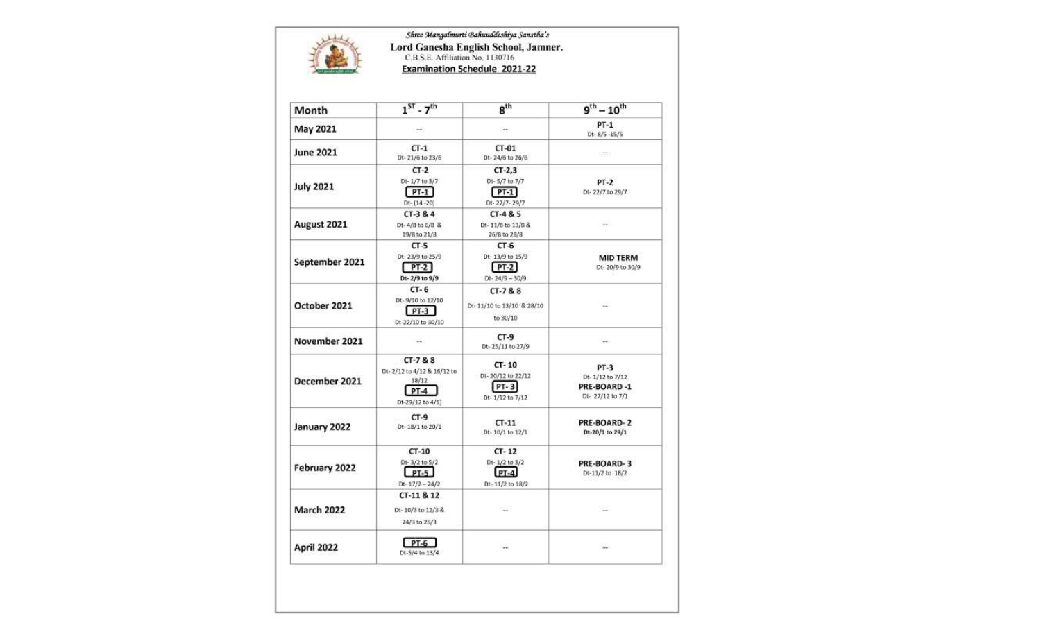*Shree Mangalmurti Bahuuddeshiya Sanstha's*

**Lord Ganesha English School, Jamner.**

C.B.S.E. Affiliation No. 1130716

**Examination Schedule 2021-22**

| Month | 1ST - 7th | 8th | 9th – 10th |
|---|---|---|---|
| May 2021 | -- | -- | PT-1 Dt- 8/5 -15/5 |
| June 2021 | CT-1 Dt- 21/6 to 23/6 | CT-01 Dt- 24/6 to 26/6 | -- |
| July 2021 | CT-2 Dt- 1/7 to 3/7 PT-1 Dt- (14 -20) | CT-2,3 Dt- 5/7 to 7/7 PT-1 Dt- 22/7- 29/7 | PT-2 Dt- 22/7 to 29/7 |
| August 2021 | CT-3 & 4 Dt- 4/8 to 6/8 & 19/8 to 21/8 | CT-4 & 5 Dt- 11/8 to 13/8 & 26/8 to 28/8 | -- |
| September 2021 | CT-5 Dt- 23/9 to 25/9 PT-2 Dt- 2/9 to 9/9 | CT-6 Dt- 13/9 to 15/9 PT-2 Dt- 24/9 – 30/9 | MID TERM Dt- 20/9 to 30/9 |
| October 2021 | CT- 6 Dt- 9/10 to 12/10 PT-3 Dt-22/10 to 30/10 | CT-7 & 8 Dt- 11/10 to 13/10 & 28/10 to 30/10 | -- |
| November 2021 | -- | CT-9 Dt- 25/11 to 27/9 | -- |
| December 2021 | CT-7 & 8 Dt- 2/12 to 4/12 & 16/12 to 18/12 PT-4 Dt-29/12 to 4/1) | CT- 10 Dt- 20/12 to 22/12 PT- 3 Dt- 1/12 to 7/12 | PT-3 Dt- 1/12 to 7/12 PRE-BOARD -1 Dt- 27/12 to 7/1 |
| January 2022 | CT-9 Dt- 18/1 to 20/1 | CT-11 Dt- 10/1 to 12/1 | PRE-BOARD- 2 Dt-20/1 to 29/1 |
| February 2022 | CT-10 Dt- 3/2 to 5/2 PT-5 Dt- 17/2 – 24/2 | CT- 12 Dt- 1/2 to 3/2 PT-4 Dt- 11/2 to 18/2 | PRE-BOARD- 3 Dt-11/2 to 18/2 |
| March 2022 | CT-11 & 12 Dt- 10/3 to 12/3 & 24/3 to 26/3 | -- | -- |
| April 2022 | PT-6 Dt-5/4 to 13/4 | -- | -- |